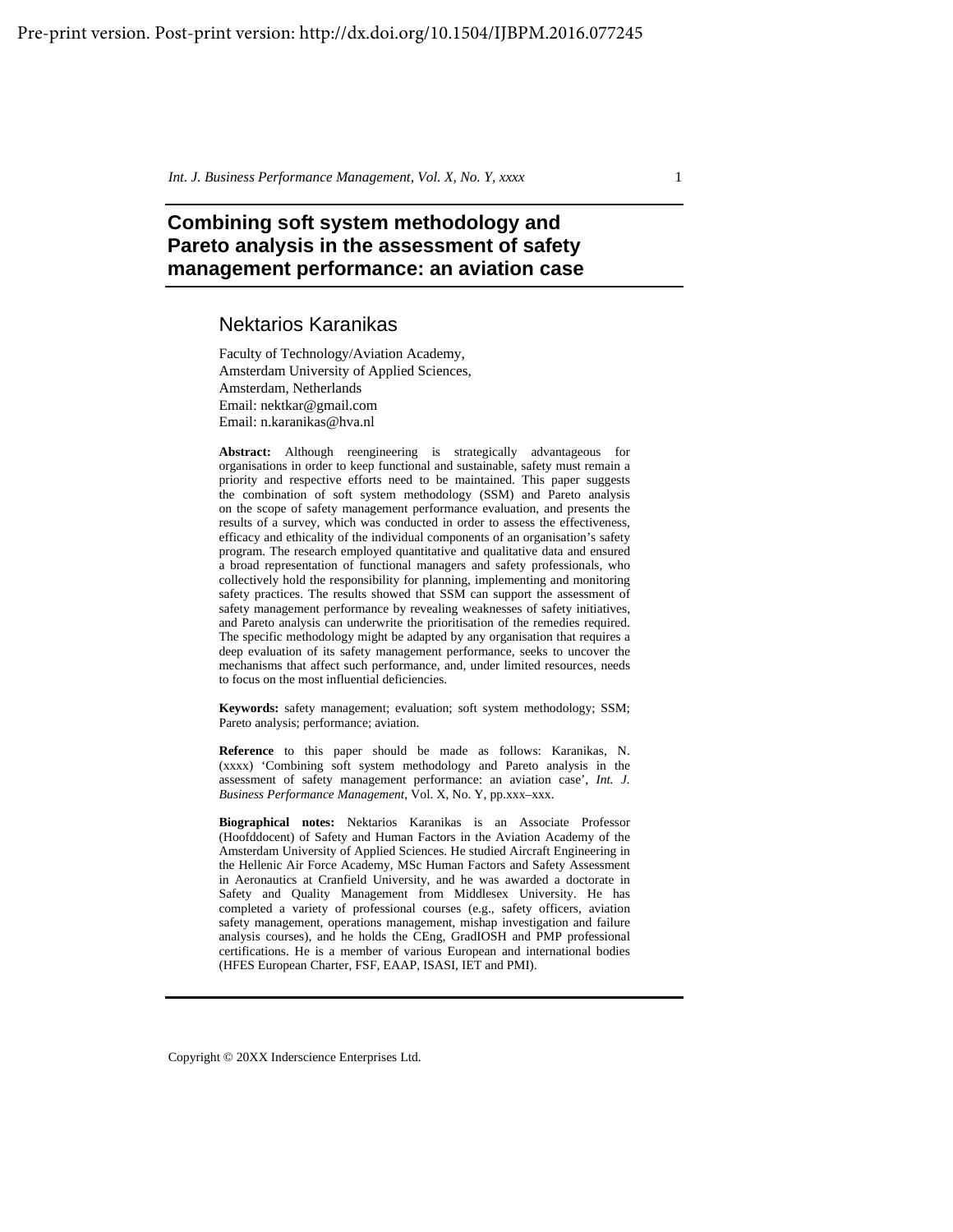Pre-print version. Post-print version: http://dx.doi.org/10.1504/IJBPM.2016.077245

# Combining soft system methodology and Pareto analysis in the assessment of safety management performance: an aviation case

## Nektarios Karanikas

Faculty of Technology/Aviation Academy,
Amsterdam University of Applied Sciences,
Amsterdam, Netherlands
Email: nektkar@gmail.com
Email: n.karanikas@hva.nl

**Abstract:** Although reengineering is strategically advantageous for organisations in order to keep functional and sustainable, safety must remain a priority and respective efforts need to be maintained. This paper suggests the combination of soft system methodology (SSM) and Pareto analysis on the scope of safety management performance evaluation, and presents the results of a survey, which was conducted in order to assess the effectiveness, efficacy and ethicality of the individual components of an organisation's safety program. The research employed quantitative and qualitative data and ensured a broad representation of functional managers and safety professionals, who collectively hold the responsibility for planning, implementing and monitoring safety practices. The results showed that SSM can support the assessment of safety management performance by revealing weaknesses of safety initiatives, and Pareto analysis can underwrite the prioritisation of the remedies required. The specific methodology might be adapted by any organisation that requires a deep evaluation of its safety management performance, seeks to uncover the mechanisms that affect such performance, and, under limited resources, needs to focus on the most influential deficiencies.

**Keywords:** safety management; evaluation; soft system methodology; SSM; Pareto analysis; performance; aviation.

**Reference** to this paper should be made as follows: Karanikas, N. (xxxx) 'Combining soft system methodology and Pareto analysis in the assessment of safety management performance: an aviation case', *Int. J. Business Performance Management*, Vol. X, No. Y, pp.xxx–xxx.

**Biographical notes:** Nektarios Karanikas is an Associate Professor (Hoofddocent) of Safety and Human Factors in the Aviation Academy of the Amsterdam University of Applied Sciences. He studied Aircraft Engineering in the Hellenic Air Force Academy, MSc Human Factors and Safety Assessment in Aeronautics at Cranfield University, and he was awarded a doctorate in Safety and Quality Management from Middlesex University. He has completed a variety of professional courses (e.g., safety officers, aviation safety management, operations management, mishap investigation and failure analysis courses), and he holds the CEng, GradIOSH and PMP professional certifications. He is a member of various European and international bodies (HFES European Charter, FSF, EAAP, ISASI, IET and PMI).

Copyright © 20XX Inderscience Enterprises Ltd.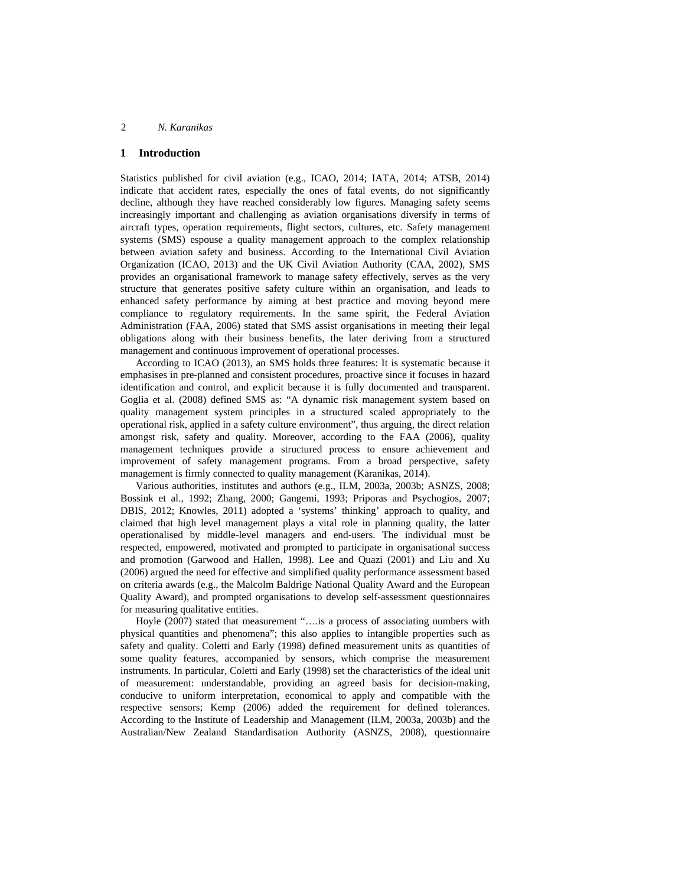## 1 Introduction

Statistics published for civil aviation (e.g., ICAO, 2014; IATA, 2014; ATSB, 2014) indicate that accident rates, especially the ones of fatal events, do not significantly decline, although they have reached considerably low figures. Managing safety seems increasingly important and challenging as aviation organisations diversify in terms of aircraft types, operation requirements, flight sectors, cultures, etc. Safety management systems (SMS) espouse a quality management approach to the complex relationship between aviation safety and business. According to the International Civil Aviation Organization (ICAO, 2013) and the UK Civil Aviation Authority (CAA, 2002), SMS provides an organisational framework to manage safety effectively, serves as the very structure that generates positive safety culture within an organisation, and leads to enhanced safety performance by aiming at best practice and moving beyond mere compliance to regulatory requirements. In the same spirit, the Federal Aviation Administration (FAA, 2006) stated that SMS assist organisations in meeting their legal obligations along with their business benefits, the later deriving from a structured management and continuous improvement of operational processes.

According to ICAO (2013), an SMS holds three features: It is systematic because it emphasises in pre-planned and consistent procedures, proactive since it focuses in hazard identification and control, and explicit because it is fully documented and transparent. Goglia et al. (2008) defined SMS as: "A dynamic risk management system based on quality management system principles in a structured scaled appropriately to the operational risk, applied in a safety culture environment", thus arguing, the direct relation amongst risk, safety and quality. Moreover, according to the FAA (2006), quality management techniques provide a structured process to ensure achievement and improvement of safety management programs. From a broad perspective, safety management is firmly connected to quality management (Karanikas, 2014).

Various authorities, institutes and authors (e.g., ILM, 2003a, 2003b; ASNZS, 2008; Bossink et al., 1992; Zhang, 2000; Gangemi, 1993; Priporas and Psychogios, 2007; DBIS, 2012; Knowles, 2011) adopted a 'systems' thinking' approach to quality, and claimed that high level management plays a vital role in planning quality, the latter operationalised by middle-level managers and end-users. The individual must be respected, empowered, motivated and prompted to participate in organisational success and promotion (Garwood and Hallen, 1998). Lee and Quazi (2001) and Liu and Xu (2006) argued the need for effective and simplified quality performance assessment based on criteria awards (e.g., the Malcolm Baldrige National Quality Award and the European Quality Award), and prompted organisations to develop self-assessment questionnaires for measuring qualitative entities.

Hoyle (2007) stated that measurement "….is a process of associating numbers with physical quantities and phenomena"; this also applies to intangible properties such as safety and quality. Coletti and Early (1998) defined measurement units as quantities of some quality features, accompanied by sensors, which comprise the measurement instruments. In particular, Coletti and Early (1998) set the characteristics of the ideal unit of measurement: understandable, providing an agreed basis for decision-making, conducive to uniform interpretation, economical to apply and compatible with the respective sensors; Kemp (2006) added the requirement for defined tolerances. According to the Institute of Leadership and Management (ILM, 2003a, 2003b) and the Australian/New Zealand Standardisation Authority (ASNZS, 2008), questionnaire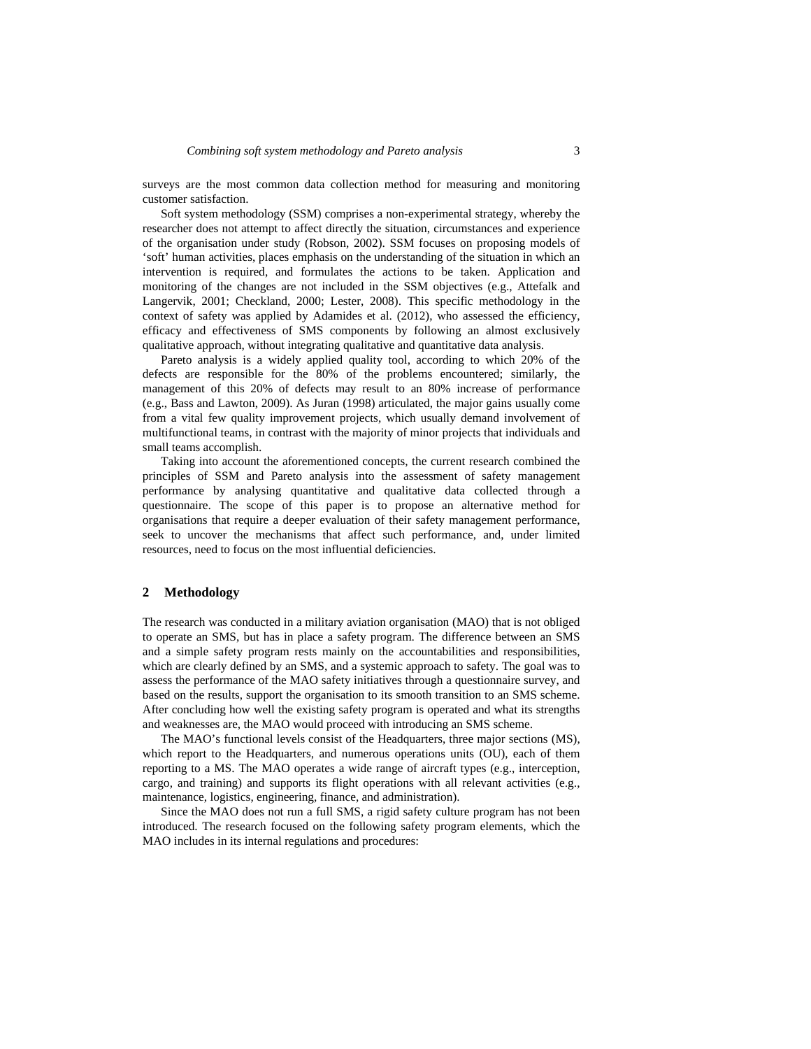surveys are the most common data collection method for measuring and monitoring customer satisfaction.

Soft system methodology (SSM) comprises a non-experimental strategy, whereby the researcher does not attempt to affect directly the situation, circumstances and experience of the organisation under study (Robson, 2002). SSM focuses on proposing models of 'soft' human activities, places emphasis on the understanding of the situation in which an intervention is required, and formulates the actions to be taken. Application and monitoring of the changes are not included in the SSM objectives (e.g., Attefalk and Langervik, 2001; Checkland, 2000; Lester, 2008). This specific methodology in the context of safety was applied by Adamides et al. (2012), who assessed the efficiency, efficacy and effectiveness of SMS components by following an almost exclusively qualitative approach, without integrating qualitative and quantitative data analysis.

Pareto analysis is a widely applied quality tool, according to which 20% of the defects are responsible for the 80% of the problems encountered; similarly, the management of this 20% of defects may result to an 80% increase of performance (e.g., Bass and Lawton, 2009). As Juran (1998) articulated, the major gains usually come from a vital few quality improvement projects, which usually demand involvement of multifunctional teams, in contrast with the majority of minor projects that individuals and small teams accomplish.

Taking into account the aforementioned concepts, the current research combined the principles of SSM and Pareto analysis into the assessment of safety management performance by analysing quantitative and qualitative data collected through a questionnaire. The scope of this paper is to propose an alternative method for organisations that require a deeper evaluation of their safety management performance, seek to uncover the mechanisms that affect such performance, and, under limited resources, need to focus on the most influential deficiencies.

## 2 Methodology

The research was conducted in a military aviation organisation (MAO) that is not obliged to operate an SMS, but has in place a safety program. The difference between an SMS and a simple safety program rests mainly on the accountabilities and responsibilities, which are clearly defined by an SMS, and a systemic approach to safety. The goal was to assess the performance of the MAO safety initiatives through a questionnaire survey, and based on the results, support the organisation to its smooth transition to an SMS scheme. After concluding how well the existing safety program is operated and what its strengths and weaknesses are, the MAO would proceed with introducing an SMS scheme.

The MAO's functional levels consist of the Headquarters, three major sections (MS), which report to the Headquarters, and numerous operations units (OU), each of them reporting to a MS. The MAO operates a wide range of aircraft types (e.g., interception, cargo, and training) and supports its flight operations with all relevant activities (e.g., maintenance, logistics, engineering, finance, and administration).

Since the MAO does not run a full SMS, a rigid safety culture program has not been introduced. The research focused on the following safety program elements, which the MAO includes in its internal regulations and procedures: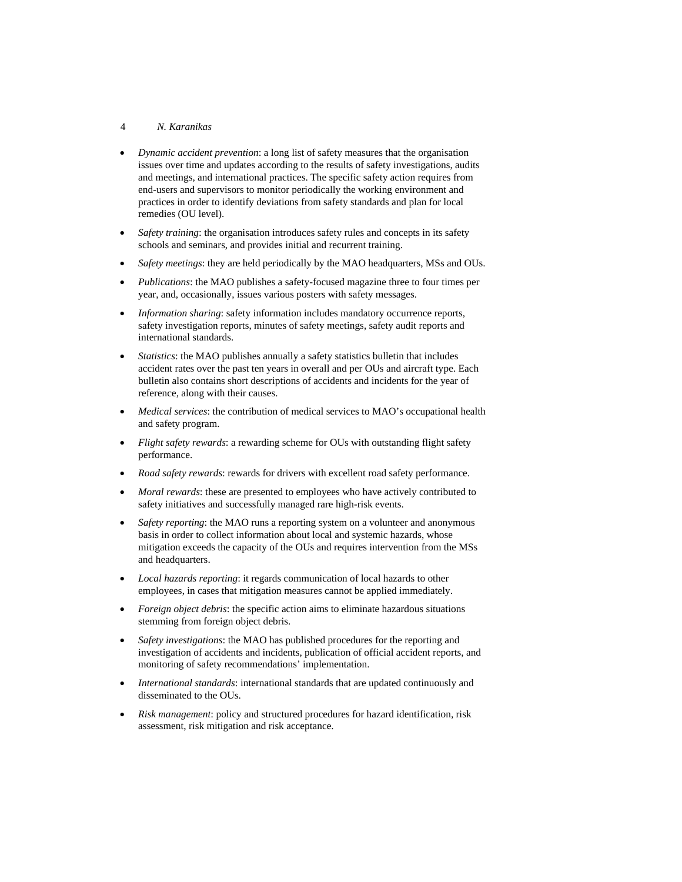- *Dynamic accident prevention*: a long list of safety measures that the organisation issues over time and updates according to the results of safety investigations, audits and meetings, and international practices. The specific safety action requires from end-users and supervisors to monitor periodically the working environment and practices in order to identify deviations from safety standards and plan for local remedies (OU level).
- *Safety training*: the organisation introduces safety rules and concepts in its safety schools and seminars, and provides initial and recurrent training.
- *Safety meetings*: they are held periodically by the MAO headquarters, MSs and OUs.
- *Publications*: the MAO publishes a safety-focused magazine three to four times per year, and, occasionally, issues various posters with safety messages.
- *Information sharing*: safety information includes mandatory occurrence reports, safety investigation reports, minutes of safety meetings, safety audit reports and international standards.
- *Statistics*: the MAO publishes annually a safety statistics bulletin that includes accident rates over the past ten years in overall and per OUs and aircraft type. Each bulletin also contains short descriptions of accidents and incidents for the year of reference, along with their causes.
- *Medical services*: the contribution of medical services to MAO's occupational health and safety program.
- *Flight safety rewards*: a rewarding scheme for OUs with outstanding flight safety performance.
- *Road safety rewards*: rewards for drivers with excellent road safety performance.
- *Moral rewards*: these are presented to employees who have actively contributed to safety initiatives and successfully managed rare high-risk events.
- *Safety reporting*: the MAO runs a reporting system on a volunteer and anonymous basis in order to collect information about local and systemic hazards, whose mitigation exceeds the capacity of the OUs and requires intervention from the MSs and headquarters.
- *Local hazards reporting*: it regards communication of local hazards to other employees, in cases that mitigation measures cannot be applied immediately.
- *Foreign object debris*: the specific action aims to eliminate hazardous situations stemming from foreign object debris.
- *Safety investigations*: the MAO has published procedures for the reporting and investigation of accidents and incidents, publication of official accident reports, and monitoring of safety recommendations' implementation.
- *International standards*: international standards that are updated continuously and disseminated to the OUs.
- *Risk management*: policy and structured procedures for hazard identification, risk assessment, risk mitigation and risk acceptance.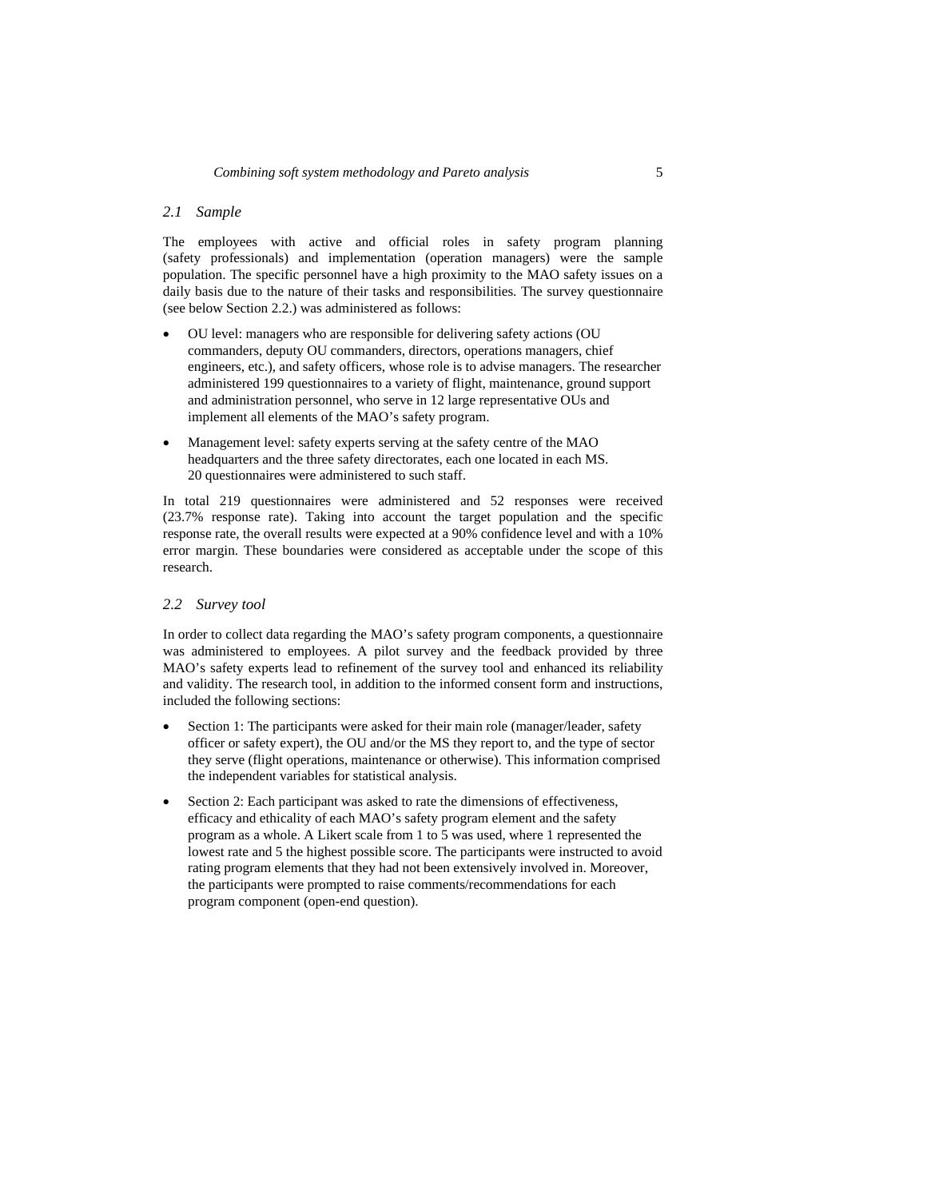### *2.1 Sample*

The employees with active and official roles in safety program planning (safety professionals) and implementation (operation managers) were the sample population. The specific personnel have a high proximity to the MAO safety issues on a daily basis due to the nature of their tasks and responsibilities. The survey questionnaire (see below Section 2.2.) was administered as follows:

- OU level: managers who are responsible for delivering safety actions (OU commanders, deputy OU commanders, directors, operations managers, chief engineers, etc.), and safety officers, whose role is to advise managers. The researcher administered 199 questionnaires to a variety of flight, maintenance, ground support and administration personnel, who serve in 12 large representative OUs and implement all elements of the MAO's safety program.
- Management level: safety experts serving at the safety centre of the MAO headquarters and the three safety directorates, each one located in each MS. 20 questionnaires were administered to such staff.

In total 219 questionnaires were administered and 52 responses were received (23.7% response rate). Taking into account the target population and the specific response rate, the overall results were expected at a 90% confidence level and with a 10% error margin. These boundaries were considered as acceptable under the scope of this research.

### *2.2 Survey tool*

In order to collect data regarding the MAO's safety program components, a questionnaire was administered to employees. A pilot survey and the feedback provided by three MAO's safety experts lead to refinement of the survey tool and enhanced its reliability and validity. The research tool, in addition to the informed consent form and instructions, included the following sections:

- Section 1: The participants were asked for their main role (manager/leader, safety officer or safety expert), the OU and/or the MS they report to, and the type of sector they serve (flight operations, maintenance or otherwise). This information comprised the independent variables for statistical analysis.
- Section 2: Each participant was asked to rate the dimensions of effectiveness, efficacy and ethicality of each MAO's safety program element and the safety program as a whole. A Likert scale from 1 to 5 was used, where 1 represented the lowest rate and 5 the highest possible score. The participants were instructed to avoid rating program elements that they had not been extensively involved in. Moreover, the participants were prompted to raise comments/recommendations for each program component (open-end question).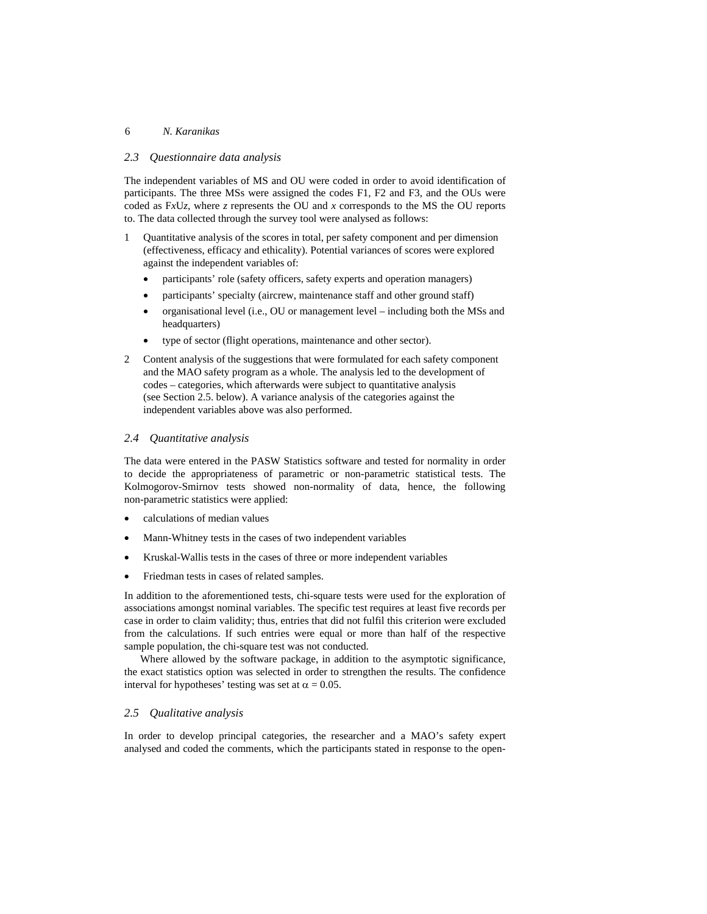### 2.3 Questionnaire data analysis

The independent variables of MS and OU were coded in order to avoid identification of participants. The three MSs were assigned the codes F1, F2 and F3, and the OUs were coded as F*x*U*z*, where *z* represents the OU and *x* corresponds to the MS the OU reports to. The data collected through the survey tool were analysed as follows:

1. Quantitative analysis of the scores in total, per safety component and per dimension (effectiveness, efficacy and ethicality). Potential variances of scores were explored against the independent variables of:
   - participants' role (safety officers, safety experts and operation managers)
   - participants' specialty (aircrew, maintenance staff and other ground staff)
   - organisational level (i.e., OU or management level – including both the MSs and headquarters)
   - type of sector (flight operations, maintenance and other sector).
2. Content analysis of the suggestions that were formulated for each safety component and the MAO safety program as a whole. The analysis led to the development of codes – categories, which afterwards were subject to quantitative analysis (see Section 2.5. below). A variance analysis of the categories against the independent variables above was also performed.

### 2.4 Quantitative analysis

The data were entered in the PASW Statistics software and tested for normality in order to decide the appropriateness of parametric or non-parametric statistical tests. The Kolmogorov-Smirnov tests showed non-normality of data, hence, the following non-parametric statistics were applied:

- calculations of median values
- Mann-Whitney tests in the cases of two independent variables
- Kruskal-Wallis tests in the cases of three or more independent variables
- Friedman tests in cases of related samples.

In addition to the aforementioned tests, chi-square tests were used for the exploration of associations amongst nominal variables. The specific test requires at least five records per case in order to claim validity; thus, entries that did not fulfil this criterion were excluded from the calculations. If such entries were equal or more than half of the respective sample population, the chi-square test was not conducted.

Where allowed by the software package, in addition to the asymptotic significance, the exact statistics option was selected in order to strengthen the results. The confidence interval for hypotheses' testing was set at $\alpha = 0.05$.

### 2.5 Qualitative analysis

In order to develop principal categories, the researcher and a MAO's safety expert analysed and coded the comments, which the participants stated in response to the open-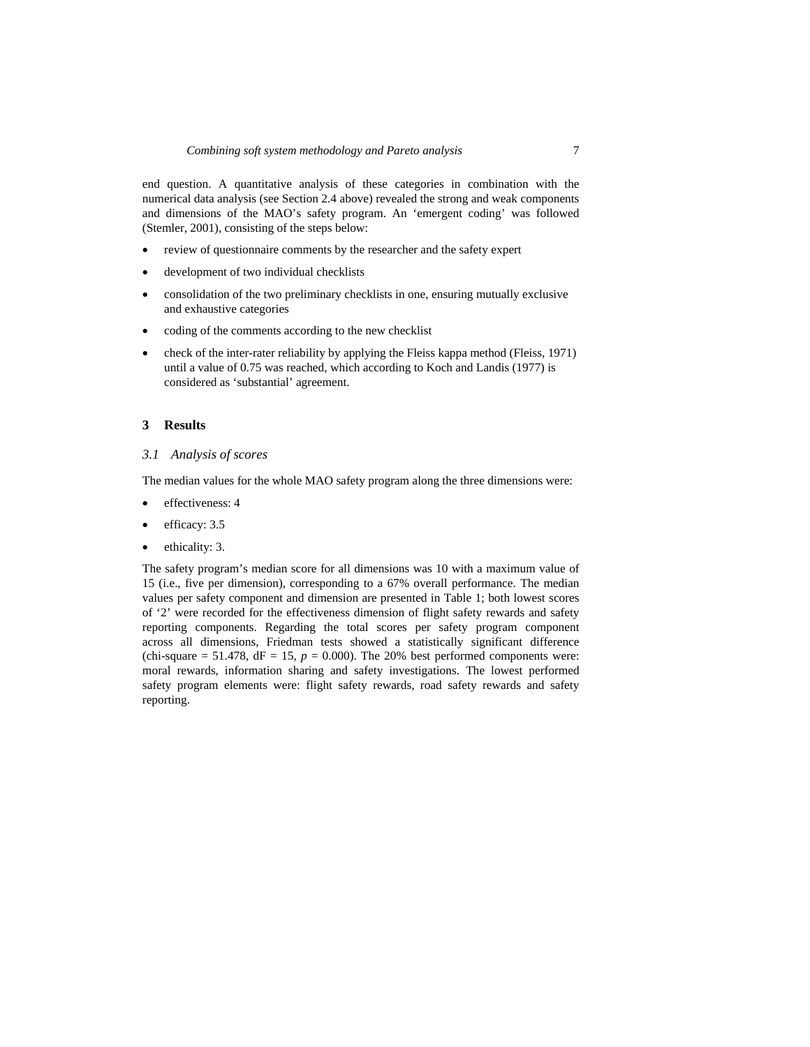end question. A quantitative analysis of these categories in combination with the numerical data analysis (see Section 2.4 above) revealed the strong and weak components and dimensions of the MAO's safety program. An 'emergent coding' was followed (Stemler, 2001), consisting of the steps below:

- review of questionnaire comments by the researcher and the safety expert
- development of two individual checklists
- consolidation of the two preliminary checklists in one, ensuring mutually exclusive and exhaustive categories
- coding of the comments according to the new checklist
- check of the inter-rater reliability by applying the Fleiss kappa method (Fleiss, 1971) until a value of 0.75 was reached, which according to Koch and Landis (1977) is considered as 'substantial' agreement.

## 3 Results

### *3.1 Analysis of scores*

The median values for the whole MAO safety program along the three dimensions were:

- effectiveness: 4
- efficacy: 3.5
- ethicality: 3.

The safety program's median score for all dimensions was 10 with a maximum value of 15 (i.e., five per dimension), corresponding to a 67% overall performance. The median values per safety component and dimension are presented in Table 1; both lowest scores of '2' were recorded for the effectiveness dimension of flight safety rewards and safety reporting components. Regarding the total scores per safety program component across all dimensions, Friedman tests showed a statistically significant difference (chi-square = 51.478, dF = 15, $p = 0.000$). The 20% best performed components were: moral rewards, information sharing and safety investigations. The lowest performed safety program elements were: flight safety rewards, road safety rewards and safety reporting.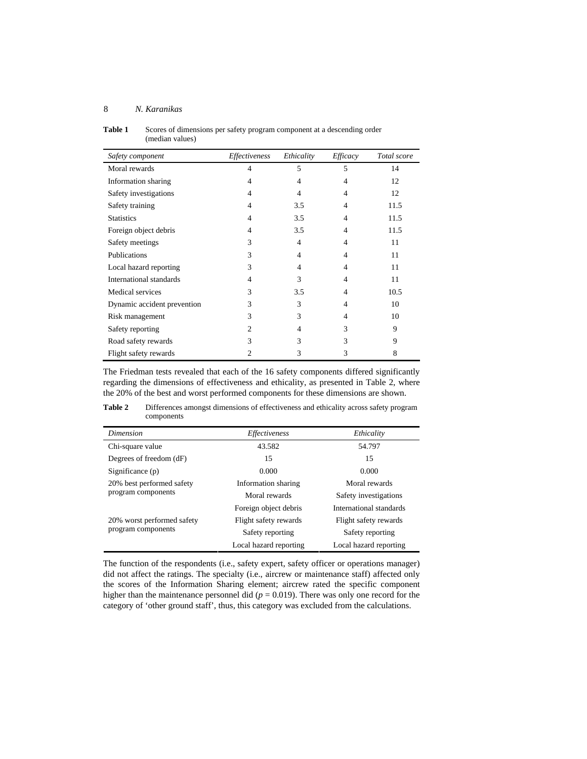**Table 1** Scores of dimensions per safety program component at a descending order (median values)

| *Safety component* | *Effectiveness* | *Ethicality* | *Efficacy* | *Total score* |
|---|---|---|---|---|
| Moral rewards | 4 | 5 | 5 | 14 |
| Information sharing | 4 | 4 | 4 | 12 |
| Safety investigations | 4 | 4 | 4 | 12 |
| Safety training | 4 | 3.5 | 4 | 11.5 |
| Statistics | 4 | 3.5 | 4 | 11.5 |
| Foreign object debris | 4 | 3.5 | 4 | 11.5 |
| Safety meetings | 3 | 4 | 4 | 11 |
| Publications | 3 | 4 | 4 | 11 |
| Local hazard reporting | 3 | 4 | 4 | 11 |
| International standards | 4 | 3 | 4 | 11 |
| Medical services | 3 | 3.5 | 4 | 10.5 |
| Dynamic accident prevention | 3 | 3 | 4 | 10 |
| Risk management | 3 | 3 | 4 | 10 |
| Safety reporting | 2 | 4 | 3 | 9 |
| Road safety rewards | 3 | 3 | 3 | 9 |
| Flight safety rewards | 2 | 3 | 3 | 8 |

The Friedman tests revealed that each of the 16 safety components differed significantly regarding the dimensions of effectiveness and ethicality, as presented in Table 2, where the 20% of the best and worst performed components for these dimensions are shown.

**Table 2** Differences amongst dimensions of effectiveness and ethicality across safety program components

| *Dimension* | *Effectiveness* | *Ethicality* |
|---|---|---|
| Chi-square value | 43.582 | 54.797 |
| Degrees of freedom (dF) | 15 | 15 |
| Significance (p) | 0.000 | 0.000 |
| 20% best performed safety program components | Information sharing | Moral rewards |
| | Moral rewards | Safety investigations |
| | Foreign object debris | International standards |
| 20% worst performed safety program components | Flight safety rewards | Flight safety rewards |
| | Safety reporting | Safety reporting |
| | Local hazard reporting | Local hazard reporting |

The function of the respondents (i.e., safety expert, safety officer or operations manager) did not affect the ratings. The specialty (i.e., aircrew or maintenance staff) affected only the scores of the Information Sharing element; aircrew rated the specific component higher than the maintenance personnel did ($p = 0.019$). There was only one record for the category of 'other ground staff', thus, this category was excluded from the calculations.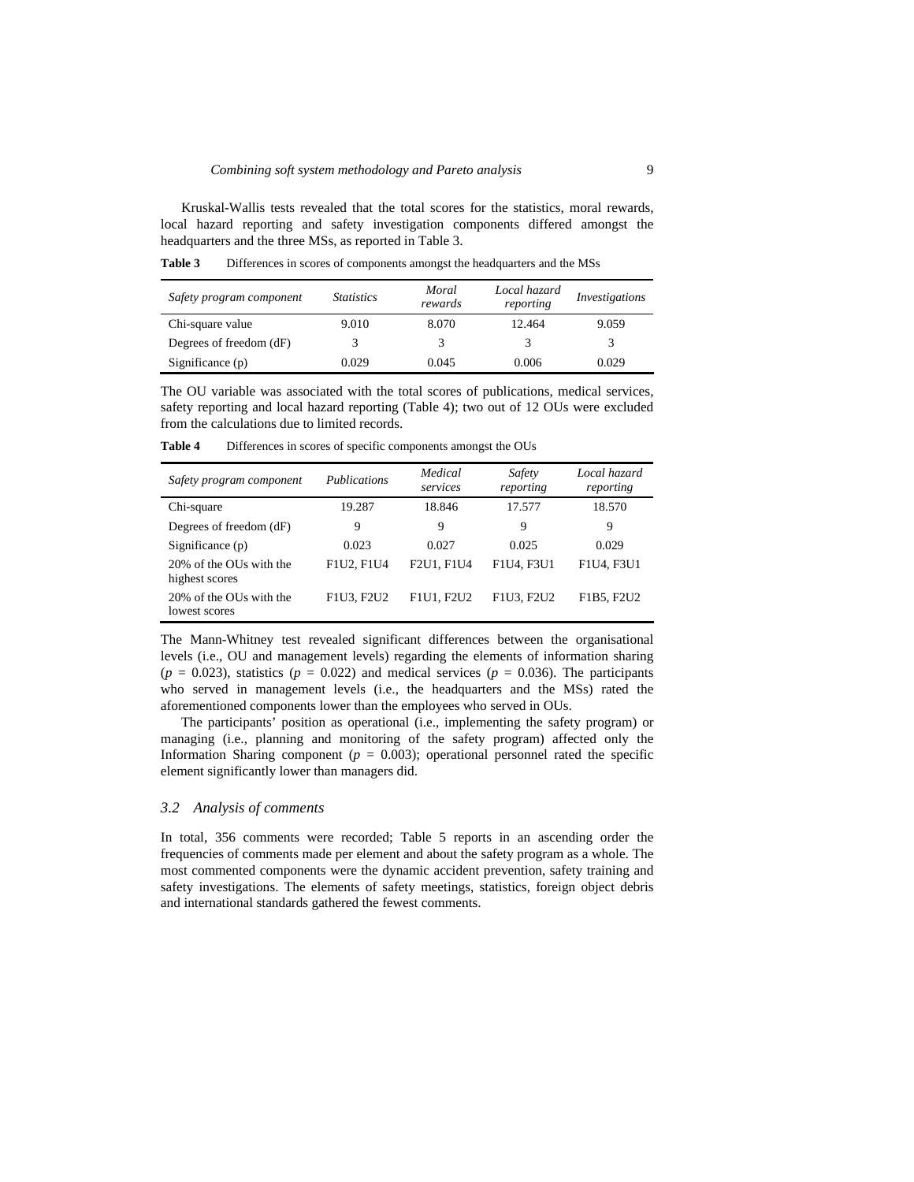Kruskal-Wallis tests revealed that the total scores for the statistics, moral rewards, local hazard reporting and safety investigation components differed amongst the headquarters and the three MSs, as reported in Table 3.

**Table 3** Differences in scores of components amongst the headquarters and the MSs

| *Safety program component* | *Statistics* | *Moral rewards* | *Local hazard reporting* | *Investigations* |
|---|---|---|---|---|
| Chi-square value | 9.010 | 8.070 | 12.464 | 9.059 |
| Degrees of freedom (dF) | 3 | 3 | 3 | 3 |
| Significance (p) | 0.029 | 0.045 | 0.006 | 0.029 |

The OU variable was associated with the total scores of publications, medical services, safety reporting and local hazard reporting (Table 4); two out of 12 OUs were excluded from the calculations due to limited records.

**Table 4** Differences in scores of specific components amongst the OUs

| *Safety program component* | *Publications* | *Medical services* | *Safety reporting* | *Local hazard reporting* |
|---|---|---|---|---|
| Chi-square | 19.287 | 18.846 | 17.577 | 18.570 |
| Degrees of freedom (dF) | 9 | 9 | 9 | 9 |
| Significance (p) | 0.023 | 0.027 | 0.025 | 0.029 |
| 20% of the OUs with the highest scores | F1U2, F1U4 | F2U1, F1U4 | F1U4, F3U1 | F1U4, F3U1 |
| 20% of the OUs with the lowest scores | F1U3, F2U2 | F1U1, F2U2 | F1U3, F2U2 | F1B5, F2U2 |

The Mann-Whitney test revealed significant differences between the organisational levels (i.e., OU and management levels) regarding the elements of information sharing ($p$ = 0.023), statistics ($p$ = 0.022) and medical services ($p$ = 0.036). The participants who served in management levels (i.e., the headquarters and the MSs) rated the aforementioned components lower than the employees who served in OUs.

The participants' position as operational (i.e., implementing the safety program) or managing (i.e., planning and monitoring of the safety program) affected only the Information Sharing component ($p$ = 0.003); operational personnel rated the specific element significantly lower than managers did.

### *3.2 Analysis of comments*

In total, 356 comments were recorded; Table 5 reports in an ascending order the frequencies of comments made per element and about the safety program as a whole. The most commented components were the dynamic accident prevention, safety training and safety investigations. The elements of safety meetings, statistics, foreign object debris and international standards gathered the fewest comments.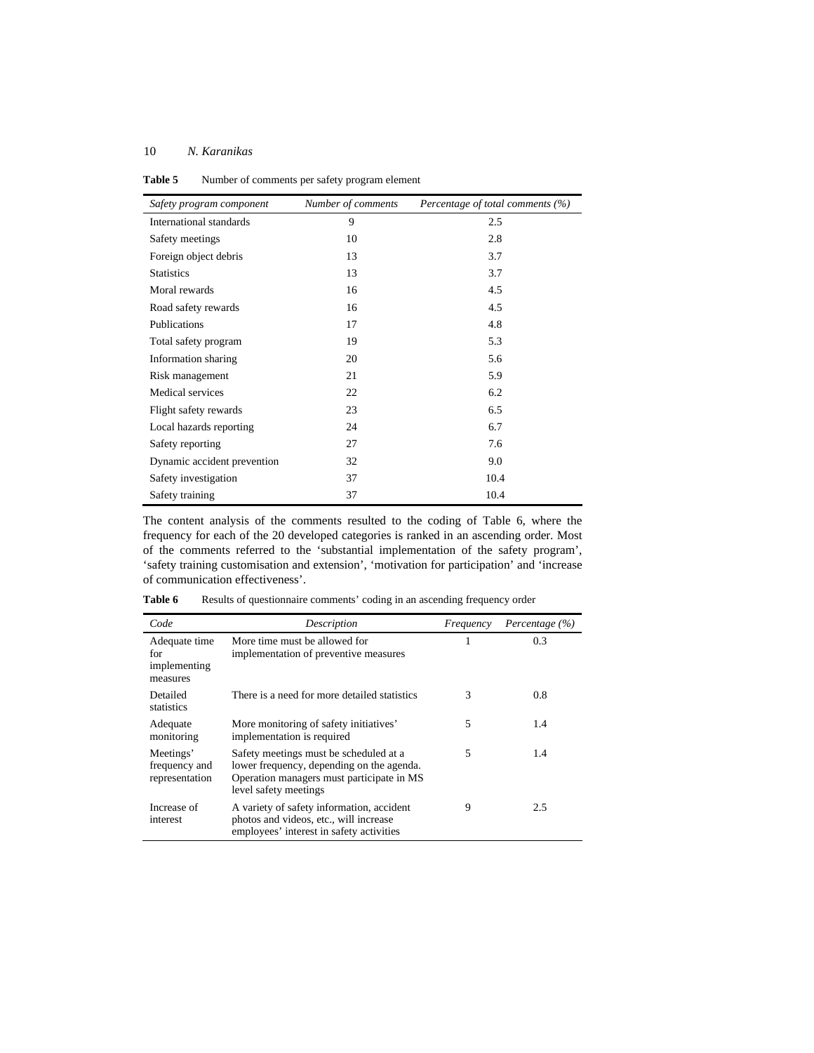**Table 5** Number of comments per safety program element

| *Safety program component* | *Number of comments* | *Percentage of total comments (%)* |
|---|---|---|
| International standards | 9 | 2.5 |
| Safety meetings | 10 | 2.8 |
| Foreign object debris | 13 | 3.7 |
| Statistics | 13 | 3.7 |
| Moral rewards | 16 | 4.5 |
| Road safety rewards | 16 | 4.5 |
| Publications | 17 | 4.8 |
| Total safety program | 19 | 5.3 |
| Information sharing | 20 | 5.6 |
| Risk management | 21 | 5.9 |
| Medical services | 22 | 6.2 |
| Flight safety rewards | 23 | 6.5 |
| Local hazards reporting | 24 | 6.7 |
| Safety reporting | 27 | 7.6 |
| Dynamic accident prevention | 32 | 9.0 |
| Safety investigation | 37 | 10.4 |
| Safety training | 37 | 10.4 |

The content analysis of the comments resulted to the coding of Table 6, where the frequency for each of the 20 developed categories is ranked in an ascending order. Most of the comments referred to the 'substantial implementation of the safety program', 'safety training customisation and extension', 'motivation for participation' and 'increase of communication effectiveness'.

**Table 6** Results of questionnaire comments' coding in an ascending frequency order

| *Code* | *Description* | *Frequency* | *Percentage (%)* |
|---|---|---|---|
| Adequate time for implementing measures | More time must be allowed for implementation of preventive measures | 1 | 0.3 |
| Detailed statistics | There is a need for more detailed statistics | 3 | 0.8 |
| Adequate monitoring | More monitoring of safety initiatives' implementation is required | 5 | 1.4 |
| Meetings' frequency and representation | Safety meetings must be scheduled at a lower frequency, depending on the agenda. Operation managers must participate in MS level safety meetings | 5 | 1.4 |
| Increase of interest | A variety of safety information, accident photos and videos, etc., will increase employees' interest in safety activities | 9 | 2.5 |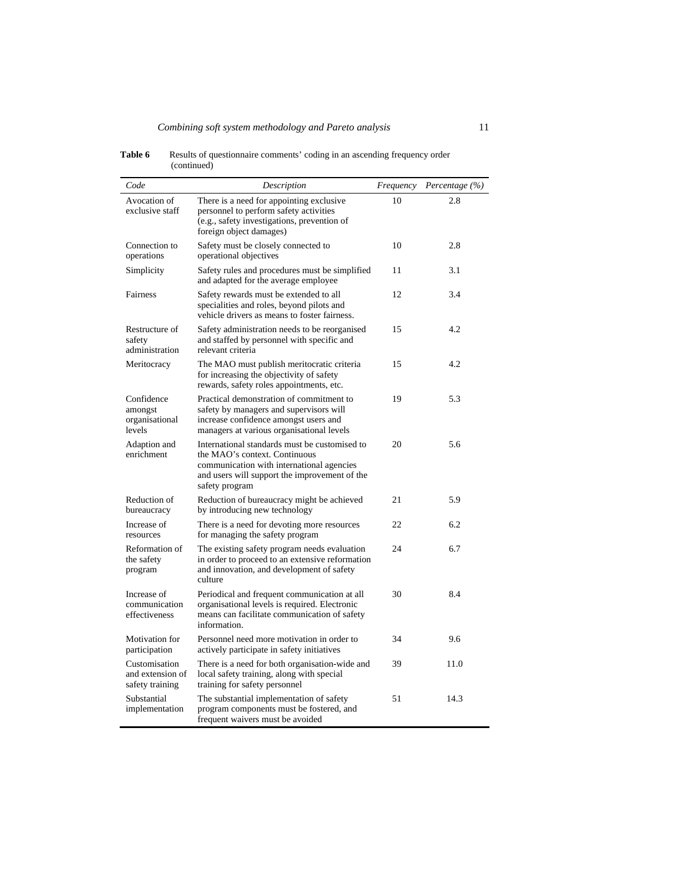**Table 6** Results of questionnaire comments' coding in an ascending frequency order (continued)

| *Code* | *Description* | *Frequency* | *Percentage (%)* |
|---|---|---|---|
| Avocation of exclusive staff | There is a need for appointing exclusive personnel to perform safety activities (e.g., safety investigations, prevention of foreign object damages) | 10 | 2.8 |
| Connection to operations | Safety must be closely connected to operational objectives | 10 | 2.8 |
| Simplicity | Safety rules and procedures must be simplified and adapted for the average employee | 11 | 3.1 |
| Fairness | Safety rewards must be extended to all specialities and roles, beyond pilots and vehicle drivers as means to foster fairness. | 12 | 3.4 |
| Restructure of safety administration | Safety administration needs to be reorganised and staffed by personnel with specific and relevant criteria | 15 | 4.2 |
| Meritocracy | The MAO must publish meritocratic criteria for increasing the objectivity of safety rewards, safety roles appointments, etc. | 15 | 4.2 |
| Confidence amongst organisational levels | Practical demonstration of commitment to safety by managers and supervisors will increase confidence amongst users and managers at various organisational levels | 19 | 5.3 |
| Adaption and enrichment | International standards must be customised to the MAO's context. Continuous communication with international agencies and users will support the improvement of the safety program | 20 | 5.6 |
| Reduction of bureaucracy | Reduction of bureaucracy might be achieved by introducing new technology | 21 | 5.9 |
| Increase of resources | There is a need for devoting more resources for managing the safety program | 22 | 6.2 |
| Reformation of the safety program | The existing safety program needs evaluation in order to proceed to an extensive reformation and innovation, and development of safety culture | 24 | 6.7 |
| Increase of communication effectiveness | Periodical and frequent communication at all organisational levels is required. Electronic means can facilitate communication of safety information. | 30 | 8.4 |
| Motivation for participation | Personnel need more motivation in order to actively participate in safety initiatives | 34 | 9.6 |
| Customisation and extension of safety training | There is a need for both organisation-wide and local safety training, along with special training for safety personnel | 39 | 11.0 |
| Substantial implementation | The substantial implementation of safety program components must be fostered, and frequent waivers must be avoided | 51 | 14.3 |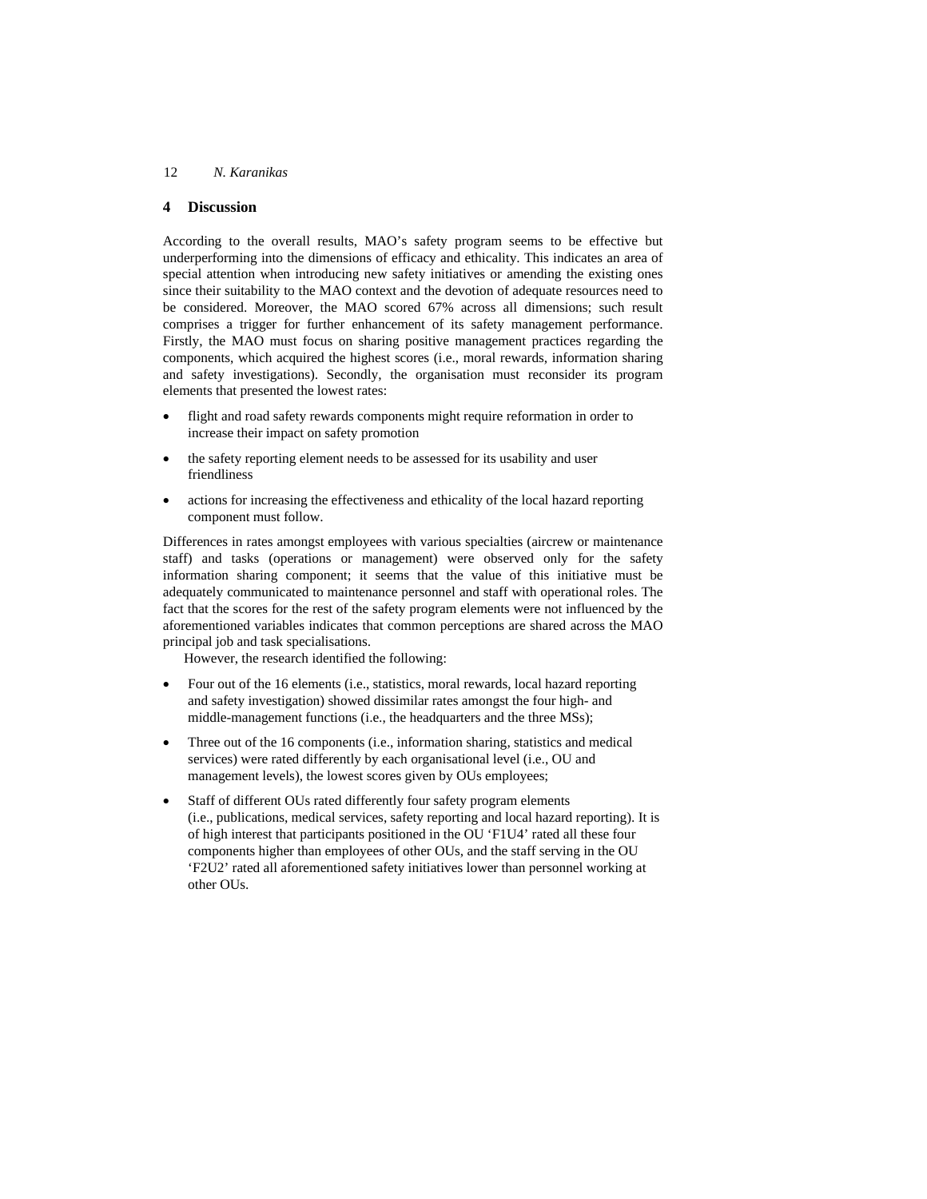## 4 Discussion

According to the overall results, MAO's safety program seems to be effective but underperforming into the dimensions of efficacy and ethicality. This indicates an area of special attention when introducing new safety initiatives or amending the existing ones since their suitability to the MAO context and the devotion of adequate resources need to be considered. Moreover, the MAO scored 67% across all dimensions; such result comprises a trigger for further enhancement of its safety management performance. Firstly, the MAO must focus on sharing positive management practices regarding the components, which acquired the highest scores (i.e., moral rewards, information sharing and safety investigations). Secondly, the organisation must reconsider its program elements that presented the lowest rates:

- flight and road safety rewards components might require reformation in order to increase their impact on safety promotion
- the safety reporting element needs to be assessed for its usability and user friendliness
- actions for increasing the effectiveness and ethicality of the local hazard reporting component must follow.

Differences in rates amongst employees with various specialties (aircrew or maintenance staff) and tasks (operations or management) were observed only for the safety information sharing component; it seems that the value of this initiative must be adequately communicated to maintenance personnel and staff with operational roles. The fact that the scores for the rest of the safety program elements were not influenced by the aforementioned variables indicates that common perceptions are shared across the MAO principal job and task specialisations.

However, the research identified the following:

- Four out of the 16 elements (i.e., statistics, moral rewards, local hazard reporting and safety investigation) showed dissimilar rates amongst the four high- and middle-management functions (i.e., the headquarters and the three MSs);
- Three out of the 16 components (i.e., information sharing, statistics and medical services) were rated differently by each organisational level (i.e., OU and management levels), the lowest scores given by OUs employees;
- Staff of different OUs rated differently four safety program elements (i.e., publications, medical services, safety reporting and local hazard reporting). It is of high interest that participants positioned in the OU 'F1U4' rated all these four components higher than employees of other OUs, and the staff serving in the OU 'F2U2' rated all aforementioned safety initiatives lower than personnel working at other OUs.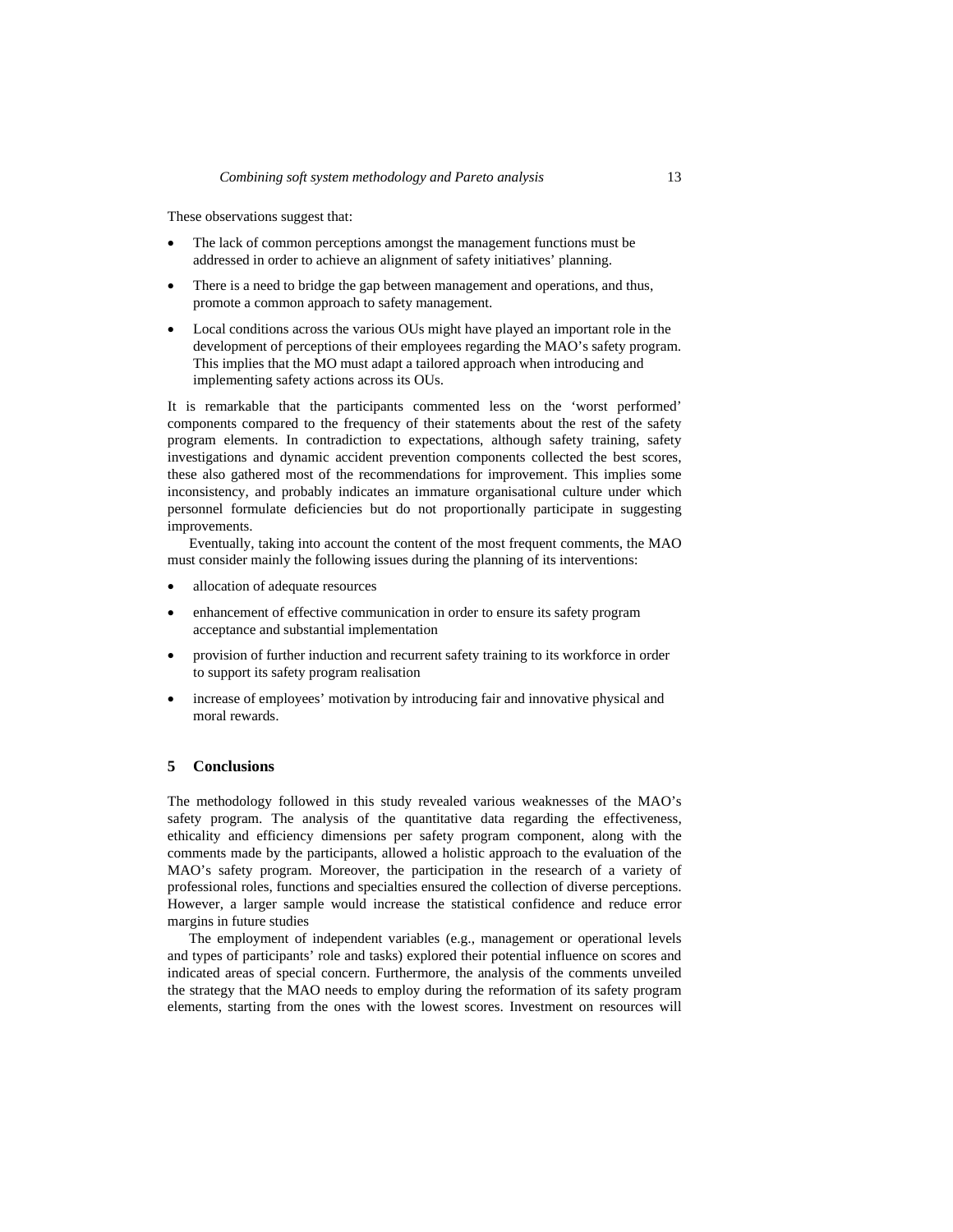These observations suggest that:

- The lack of common perceptions amongst the management functions must be addressed in order to achieve an alignment of safety initiatives' planning.
- There is a need to bridge the gap between management and operations, and thus, promote a common approach to safety management.
- Local conditions across the various OUs might have played an important role in the development of perceptions of their employees regarding the MAO's safety program. This implies that the MO must adapt a tailored approach when introducing and implementing safety actions across its OUs.

It is remarkable that the participants commented less on the 'worst performed' components compared to the frequency of their statements about the rest of the safety program elements. In contradiction to expectations, although safety training, safety investigations and dynamic accident prevention components collected the best scores, these also gathered most of the recommendations for improvement. This implies some inconsistency, and probably indicates an immature organisational culture under which personnel formulate deficiencies but do not proportionally participate in suggesting improvements.

Eventually, taking into account the content of the most frequent comments, the MAO must consider mainly the following issues during the planning of its interventions:

- allocation of adequate resources
- enhancement of effective communication in order to ensure its safety program acceptance and substantial implementation
- provision of further induction and recurrent safety training to its workforce in order to support its safety program realisation
- increase of employees' motivation by introducing fair and innovative physical and moral rewards.

## 5 Conclusions

The methodology followed in this study revealed various weaknesses of the MAO's safety program. The analysis of the quantitative data regarding the effectiveness, ethicality and efficiency dimensions per safety program component, along with the comments made by the participants, allowed a holistic approach to the evaluation of the MAO's safety program. Moreover, the participation in the research of a variety of professional roles, functions and specialties ensured the collection of diverse perceptions. However, a larger sample would increase the statistical confidence and reduce error margins in future studies

The employment of independent variables (e.g., management or operational levels and types of participants' role and tasks) explored their potential influence on scores and indicated areas of special concern. Furthermore, the analysis of the comments unveiled the strategy that the MAO needs to employ during the reformation of its safety program elements, starting from the ones with the lowest scores. Investment on resources will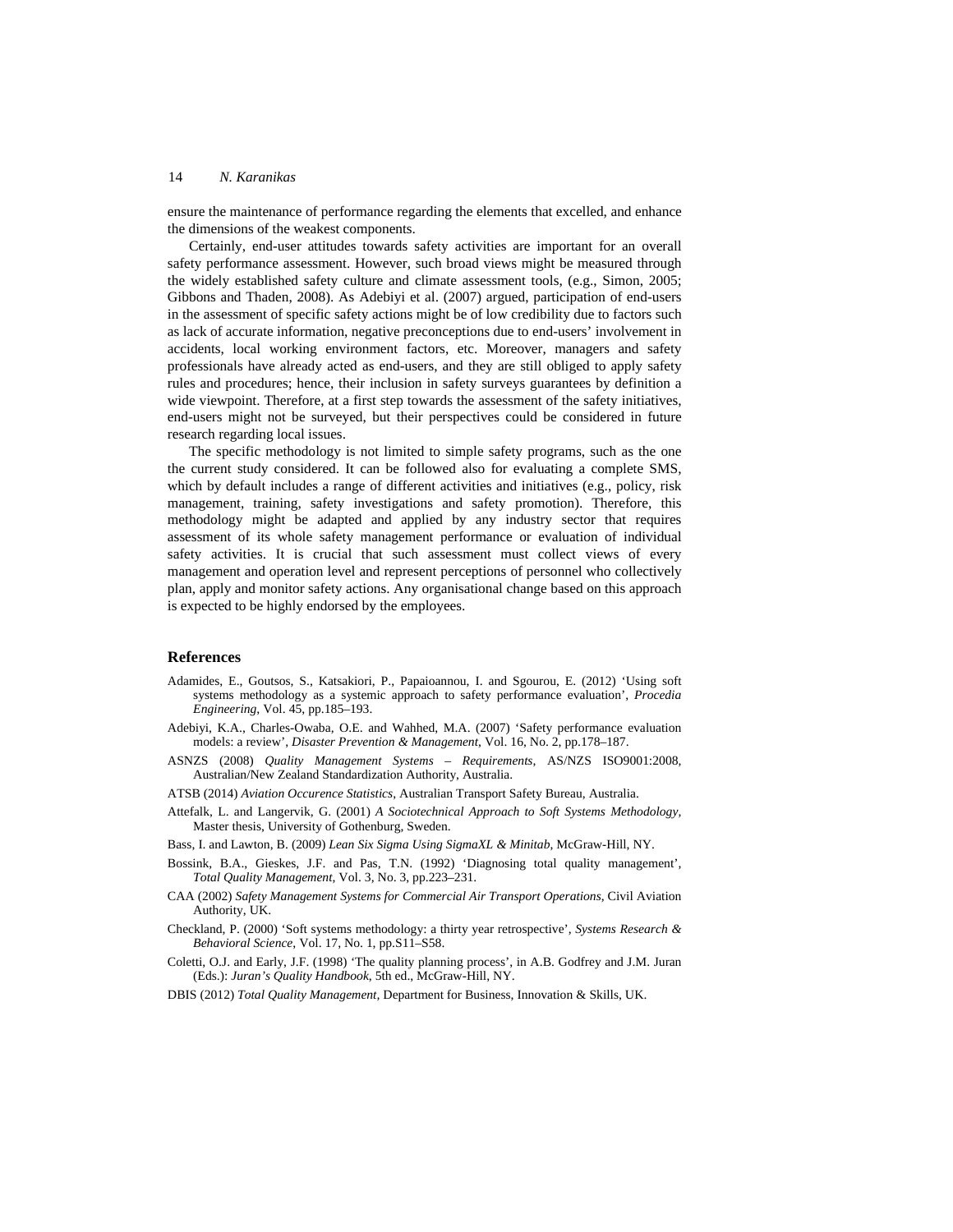ensure the maintenance of performance regarding the elements that excelled, and enhance the dimensions of the weakest components.

Certainly, end-user attitudes towards safety activities are important for an overall safety performance assessment. However, such broad views might be measured through the widely established safety culture and climate assessment tools, (e.g., Simon, 2005; Gibbons and Thaden, 2008). As Adebiyi et al. (2007) argued, participation of end-users in the assessment of specific safety actions might be of low credibility due to factors such as lack of accurate information, negative preconceptions due to end-users' involvement in accidents, local working environment factors, etc. Moreover, managers and safety professionals have already acted as end-users, and they are still obliged to apply safety rules and procedures; hence, their inclusion in safety surveys guarantees by definition a wide viewpoint. Therefore, at a first step towards the assessment of the safety initiatives, end-users might not be surveyed, but their perspectives could be considered in future research regarding local issues.

The specific methodology is not limited to simple safety programs, such as the one the current study considered. It can be followed also for evaluating a complete SMS, which by default includes a range of different activities and initiatives (e.g., policy, risk management, training, safety investigations and safety promotion). Therefore, this methodology might be adapted and applied by any industry sector that requires assessment of its whole safety management performance or evaluation of individual safety activities. It is crucial that such assessment must collect views of every management and operation level and represent perceptions of personnel who collectively plan, apply and monitor safety actions. Any organisational change based on this approach is expected to be highly endorsed by the employees.

## References

Adamides, E., Goutsos, S., Katsakiori, P., Papaioannou, I. and Sgourou, E. (2012) 'Using soft systems methodology as a systemic approach to safety performance evaluation', *Procedia Engineering*, Vol. 45, pp.185–193.

Adebiyi, K.A., Charles-Owaba, O.E. and Wahhed, M.A. (2007) 'Safety performance evaluation models: a review', *Disaster Prevention & Management*, Vol. 16, No. 2, pp.178–187.

ASNZS (2008) *Quality Management Systems – Requirements*, AS/NZS ISO9001:2008, Australian/New Zealand Standardization Authority, Australia.

ATSB (2014) *Aviation Occurence Statistics*, Australian Transport Safety Bureau, Australia.

Attefalk, L. and Langervik, G. (2001) *A Sociotechnical Approach to Soft Systems Methodology*, Master thesis, University of Gothenburg, Sweden.

Bass, I. and Lawton, B. (2009) *Lean Six Sigma Using SigmaXL & Minitab*, McGraw-Hill, NY.

Bossink, B.A., Gieskes, J.F. and Pas, T.N. (1992) 'Diagnosing total quality management', *Total Quality Management*, Vol. 3, No. 3, pp.223–231.

CAA (2002) *Safety Management Systems for Commercial Air Transport Operations*, Civil Aviation Authority, UK.

Checkland, P. (2000) 'Soft systems methodology: a thirty year retrospective', *Systems Research & Behavioral Science*, Vol. 17, No. 1, pp.S11–S58.

Coletti, O.J. and Early, J.F. (1998) 'The quality planning process', in A.B. Godfrey and J.M. Juran (Eds.): *Juran's Quality Handbook*, 5th ed., McGraw-Hill, NY.

DBIS (2012) *Total Quality Management*, Department for Business, Innovation & Skills, UK.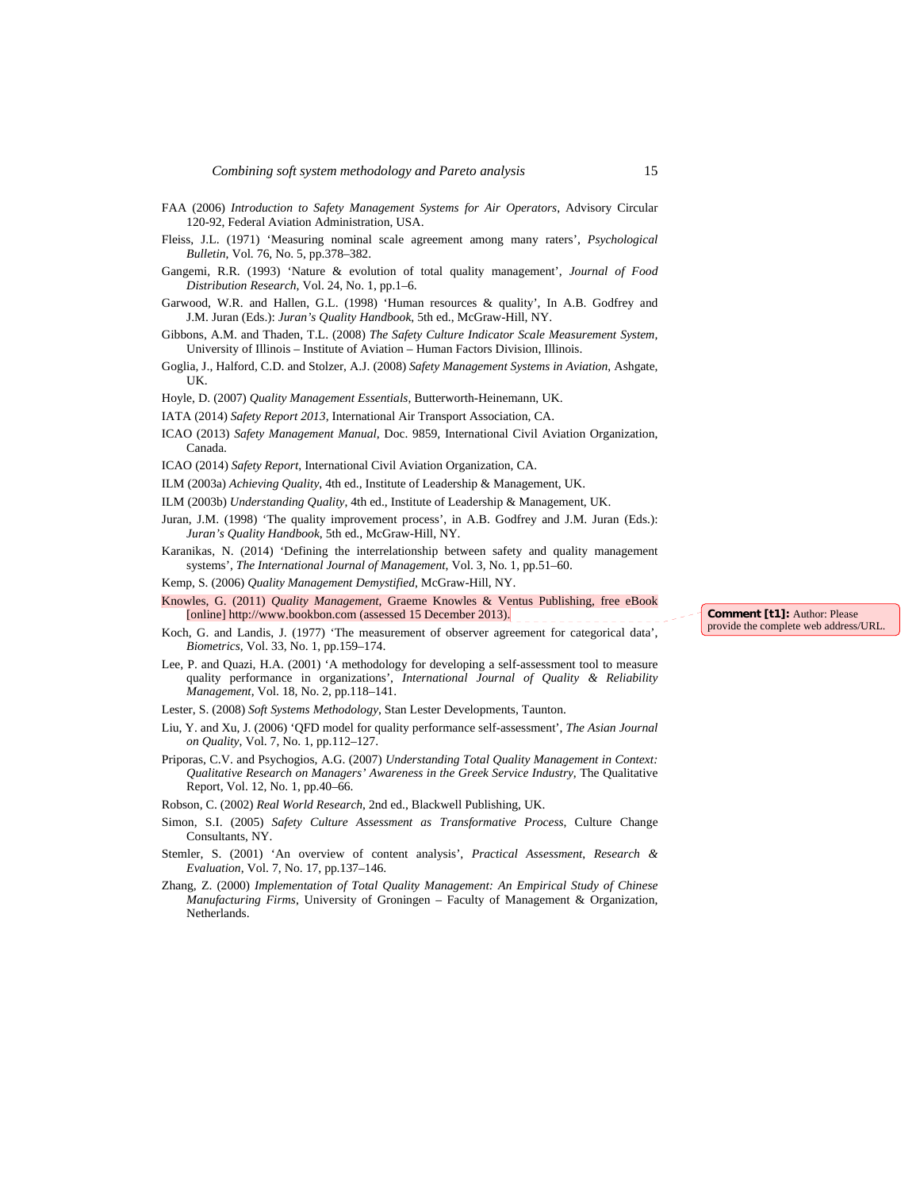FAA (2006) *Introduction to Safety Management Systems for Air Operators*, Advisory Circular 120-92, Federal Aviation Administration, USA.

Fleiss, J.L. (1971) 'Measuring nominal scale agreement among many raters', *Psychological Bulletin*, Vol. 76, No. 5, pp.378–382.

Gangemi, R.R. (1993) 'Nature & evolution of total quality management', *Journal of Food Distribution Research*, Vol. 24, No. 1, pp.1–6.

Garwood, W.R. and Hallen, G.L. (1998) 'Human resources & quality', In A.B. Godfrey and J.M. Juran (Eds.): *Juran's Quality Handbook*, 5th ed., McGraw-Hill, NY.

Gibbons, A.M. and Thaden, T.L. (2008) *The Safety Culture Indicator Scale Measurement System*, University of Illinois – Institute of Aviation – Human Factors Division, Illinois.

Goglia, J., Halford, C.D. and Stolzer, A.J. (2008) *Safety Management Systems in Aviation*, Ashgate, UK.

Hoyle, D. (2007) *Quality Management Essentials*, Butterworth-Heinemann, UK.

IATA (2014) *Safety Report 2013*, International Air Transport Association, CA.

ICAO (2013) *Safety Management Manual*, Doc. 9859, International Civil Aviation Organization, Canada.

ICAO (2014) *Safety Report*, International Civil Aviation Organization, CA.

ILM (2003a) *Achieving Quality*, 4th ed., Institute of Leadership & Management, UK.

ILM (2003b) *Understanding Quality*, 4th ed., Institute of Leadership & Management, UK.

Juran, J.M. (1998) 'The quality improvement process', in A.B. Godfrey and J.M. Juran (Eds.): *Juran's Quality Handbook*, 5th ed., McGraw-Hill, NY.

Karanikas, N. (2014) 'Defining the interrelationship between safety and quality management systems', *The International Journal of Management*, Vol. 3, No. 1, pp.51–60.

Kemp, S. (2006) *Quality Management Demystified*, McGraw-Hill, NY.

Knowles, G. (2011) *Quality Management*, Graeme Knowles & Ventus Publishing, free eBook [online] http://www.bookbon.com (assessed 15 December 2013).

**Comment [t1]:** Author: Please provide the complete web address/URL.

Koch, G. and Landis, J. (1977) 'The measurement of observer agreement for categorical data', *Biometrics*, Vol. 33, No. 1, pp.159–174.

Lee, P. and Quazi, H.A. (2001) 'A methodology for developing a self-assessment tool to measure quality performance in organizations', *International Journal of Quality & Reliability Management*, Vol. 18, No. 2, pp.118–141.

Lester, S. (2008) *Soft Systems Methodology*, Stan Lester Developments, Taunton.

Liu, Y. and Xu, J. (2006) 'QFD model for quality performance self-assessment', *The Asian Journal on Quality*, Vol. 7, No. 1, pp.112–127.

Priporas, C.V. and Psychogios, A.G. (2007) *Understanding Total Quality Management in Context: Qualitative Research on Managers' Awareness in the Greek Service Industry*, The Qualitative Report, Vol. 12, No. 1, pp.40–66.

Robson, C. (2002) *Real World Research*, 2nd ed., Blackwell Publishing, UK.

Simon, S.I. (2005) *Safety Culture Assessment as Transformative Process*, Culture Change Consultants, NY.

Stemler, S. (2001) 'An overview of content analysis', *Practical Assessment, Research & Evaluation*, Vol. 7, No. 17, pp.137–146.

Zhang, Z. (2000) *Implementation of Total Quality Management: An Empirical Study of Chinese Manufacturing Firms*, University of Groningen – Faculty of Management & Organization, Netherlands.